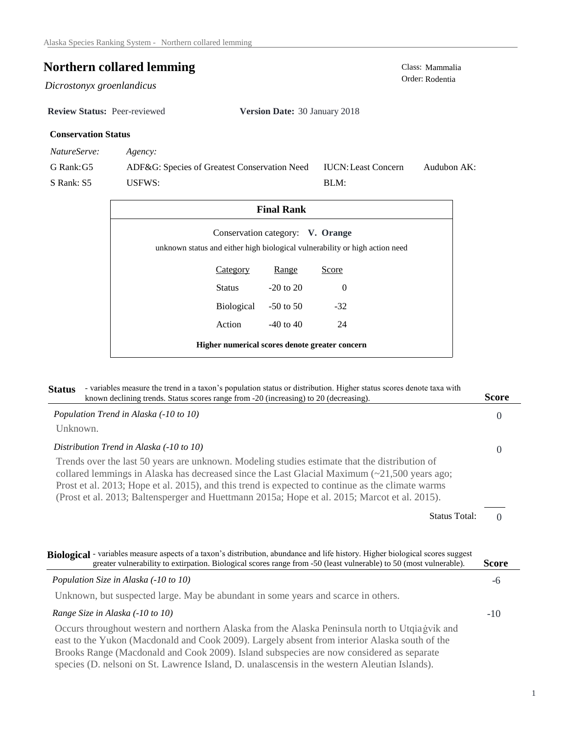# Northern collared lemming

*Dicrostonyx groenlandicus*

Class: Mammalia
Order: Rodentia

**Review Status:** Peer-reviewed **Version Date:** 30 January 2018

### Conservation Status

| *NatureServe:* | *Agency:* | | |
|---|---|---|---|
| G Rank: G5 | ADF&G: Species of Greatest Conservation Need | IUCN: Least Concern | Audubon AK: |
| S Rank: S5 | USFWS: | BLM: | |

### Final Rank

Conservation category: **V. Orange**

unknown status and either high biological vulnerability or high action need

| Category | Range | Score |
|---|---|---|
| Status | -20 to 20 | 0 |
| Biological | -50 to 50 | -32 |
| Action | -40 to 40 | 24 |

**Higher numerical scores denote greater concern**

## Status

- variables measure the trend in a taxon's population status or distribution. Higher status scores denote taxa with known declining trends. Status scores range from -20 (increasing) to 20 (decreasing).

| | Score |
|---|---|
| *Population Trend in Alaska (-10 to 10)* | 0 |

Unknown.

| | Score |
|---|---|
| *Distribution Trend in Alaska (-10 to 10)* | 0 |

Trends over the last 50 years are unknown. Modeling studies estimate that the distribution of collared lemmings in Alaska has decreased since the Last Glacial Maximum (~21,500 years ago; Prost et al. 2013; Hope et al. 2015), and this trend is expected to continue as the climate warms (Prost et al. 2013; Baltensperger and Huettmann 2015a; Hope et al. 2015; Marcot et al. 2015).

Status Total: 0

## Biological

- variables measure aspects of a taxon's distribution, abundance and life history. Higher biological scores suggest greater vulnerability to extirpation. Biological scores range from -50 (least vulnerable) to 50 (most vulnerable).

| | Score |
|---|---|
| *Population Size in Alaska (-10 to 10)* | -6 |

Unknown, but suspected large. May be abundant in some years and scarce in others.

| | Score |
|---|---|
| *Range Size in Alaska (-10 to 10)* | -10 |

Occurs throughout western and northern Alaska from the Alaska Peninsula north to Utqiaġvik and east to the Yukon (Macdonald and Cook 2009). Largely absent from interior Alaska south of the Brooks Range (Macdonald and Cook 2009). Island subspecies are now considered as separate species (D. nelsoni on St. Lawrence Island, D. unalascensis in the western Aleutian Islands).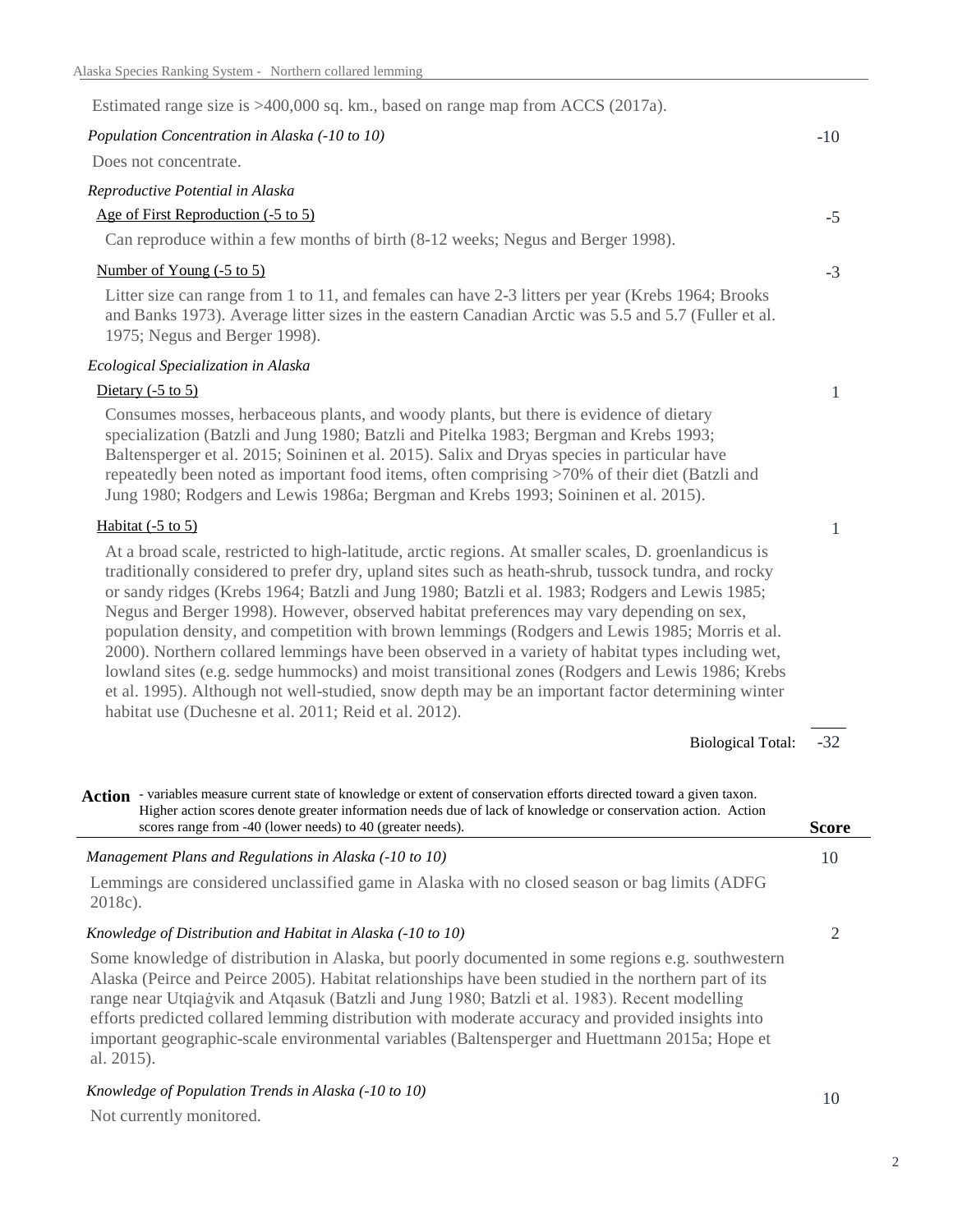Estimated range size is >400,000 sq. km., based on range map from ACCS (2017a).

*Population Concentration in Alaska (-10 to 10)* -10

Does not concentrate.

*Reproductive Potential in Alaska*

Age of First Reproduction (-5 to 5) -5

Can reproduce within a few months of birth (8-12 weeks; Negus and Berger 1998).

Number of Young (-5 to 5) -3

Litter size can range from 1 to 11, and females can have 2-3 litters per year (Krebs 1964; Brooks and Banks 1973). Average litter sizes in the eastern Canadian Arctic was 5.5 and 5.7 (Fuller et al. 1975; Negus and Berger 1998).

*Ecological Specialization in Alaska*

Dietary (-5 to 5) 1

Consumes mosses, herbaceous plants, and woody plants, but there is evidence of dietary specialization (Batzli and Jung 1980; Batzli and Pitelka 1983; Bergman and Krebs 1993; Baltensperger et al. 2015; Soininen et al. 2015). Salix and Dryas species in particular have repeatedly been noted as important food items, often comprising >70% of their diet (Batzli and Jung 1980; Rodgers and Lewis 1986a; Bergman and Krebs 1993; Soininen et al. 2015).

Habitat (-5 to 5) 1

At a broad scale, restricted to high-latitude, arctic regions. At smaller scales, D. groenlandicus is traditionally considered to prefer dry, upland sites such as heath-shrub, tussock tundra, and rocky or sandy ridges (Krebs 1964; Batzli and Jung 1980; Batzli et al. 1983; Rodgers and Lewis 1985; Negus and Berger 1998). However, observed habitat preferences may vary depending on sex, population density, and competition with brown lemmings (Rodgers and Lewis 1985; Morris et al. 2000). Northern collared lemmings have been observed in a variety of habitat types including wet, lowland sites (e.g. sedge hummocks) and moist transitional zones (Rodgers and Lewis 1986; Krebs et al. 1995). Although not well-studied, snow depth may be an important factor determining winter habitat use (Duchesne et al. 2011; Reid et al. 2012).

Biological Total: -32

**Action** - variables measure current state of knowledge or extent of conservation efforts directed toward a given taxon. Higher action scores denote greater information needs due of lack of knowledge or conservation action. Action scores range from -40 (lower needs) to 40 (greater needs). **Score**

*Management Plans and Regulations in Alaska (-10 to 10)* 10

Lemmings are considered unclassified game in Alaska with no closed season or bag limits (ADFG 2018c).

*Knowledge of Distribution and Habitat in Alaska (-10 to 10)* 2

Some knowledge of distribution in Alaska, but poorly documented in some regions e.g. southwestern Alaska (Peirce and Peirce 2005). Habitat relationships have been studied in the northern part of its range near Utqiaġvik and Atqasuk (Batzli and Jung 1980; Batzli et al. 1983). Recent modelling efforts predicted collared lemming distribution with moderate accuracy and provided insights into important geographic-scale environmental variables (Baltensperger and Huettmann 2015a; Hope et al. 2015).

*Knowledge of Population Trends in Alaska (-10 to 10)* 10

Not currently monitored.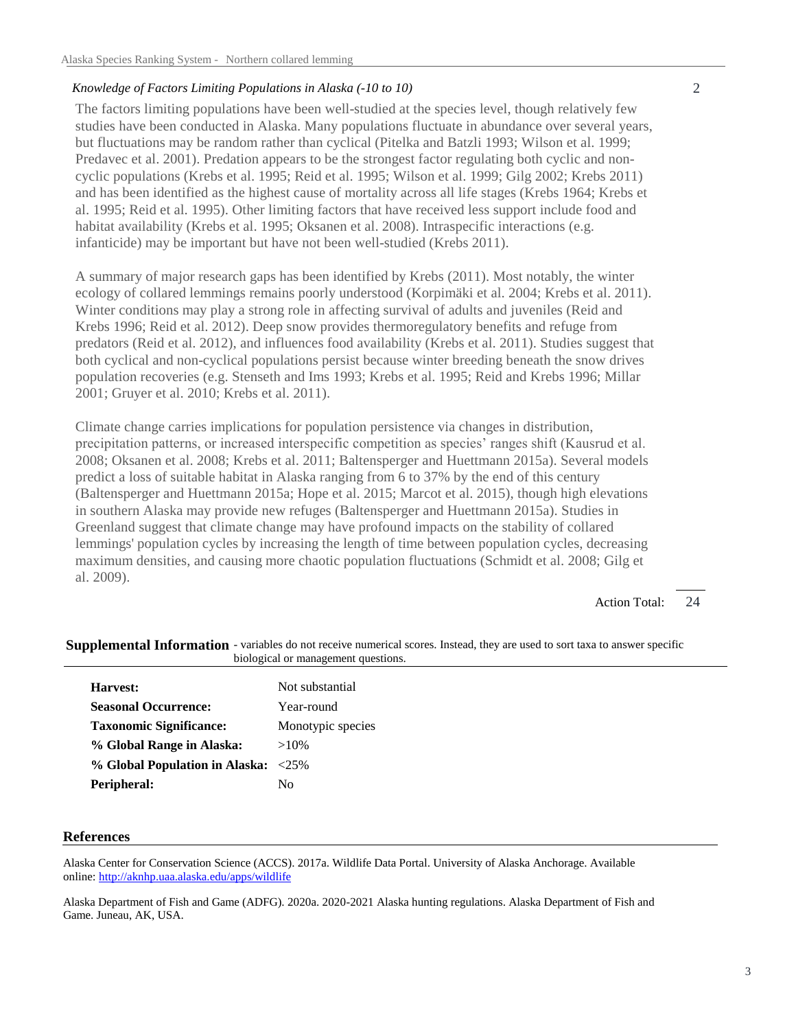*Knowledge of Factors Limiting Populations in Alaska (-10 to 10)* 2

The factors limiting populations have been well-studied at the species level, though relatively few studies have been conducted in Alaska. Many populations fluctuate in abundance over several years, but fluctuations may be random rather than cyclical (Pitelka and Batzli 1993; Wilson et al. 1999; Predavec et al. 2001). Predation appears to be the strongest factor regulating both cyclic and non-cyclic populations (Krebs et al. 1995; Reid et al. 1995; Wilson et al. 1999; Gilg 2002; Krebs 2011) and has been identified as the highest cause of mortality across all life stages (Krebs 1964; Krebs et al. 1995; Reid et al. 1995). Other limiting factors that have received less support include food and habitat availability (Krebs et al. 1995; Oksanen et al. 2008). Intraspecific interactions (e.g. infanticide) may be important but have not been well-studied (Krebs 2011).

A summary of major research gaps has been identified by Krebs (2011). Most notably, the winter ecology of collared lemmings remains poorly understood (Korpimäki et al. 2004; Krebs et al. 2011). Winter conditions may play a strong role in affecting survival of adults and juveniles (Reid and Krebs 1996; Reid et al. 2012). Deep snow provides thermoregulatory benefits and refuge from predators (Reid et al. 2012), and influences food availability (Krebs et al. 2011). Studies suggest that both cyclical and non-cyclical populations persist because winter breeding beneath the snow drives population recoveries (e.g. Stenseth and Ims 1993; Krebs et al. 1995; Reid and Krebs 1996; Millar 2001; Gruyer et al. 2010; Krebs et al. 2011).

Climate change carries implications for population persistence via changes in distribution, precipitation patterns, or increased interspecific competition as species' ranges shift (Kausrud et al. 2008; Oksanen et al. 2008; Krebs et al. 2011; Baltensperger and Huettmann 2015a). Several models predict a loss of suitable habitat in Alaska ranging from 6 to 37% by the end of this century (Baltensperger and Huettmann 2015a; Hope et al. 2015; Marcot et al. 2015), though high elevations in southern Alaska may provide new refuges (Baltensperger and Huettmann 2015a). Studies in Greenland suggest that climate change may have profound impacts on the stability of collared lemmings' population cycles by increasing the length of time between population cycles, decreasing maximum densities, and causing more chaotic population fluctuations (Schmidt et al. 2008; Gilg et al. 2009).

Action Total: 24

## Supplemental Information

- variables do not receive numerical scores. Instead, they are used to sort taxa to answer specific biological or management questions.

| | |
|---|---|
| **Harvest:** | Not substantial |
| **Seasonal Occurrence:** | Year-round |
| **Taxonomic Significance:** | Monotypic species |
| **% Global Range in Alaska:** | >10% |
| **% Global Population in Alaska:** | <25% |
| **Peripheral:** | No |

## References

Alaska Center for Conservation Science (ACCS). 2017a. Wildlife Data Portal. University of Alaska Anchorage. Available online: http://aknhp.uaa.alaska.edu/apps/wildlife

Alaska Department of Fish and Game (ADFG). 2020a. 2020-2021 Alaska hunting regulations. Alaska Department of Fish and Game. Juneau, AK, USA.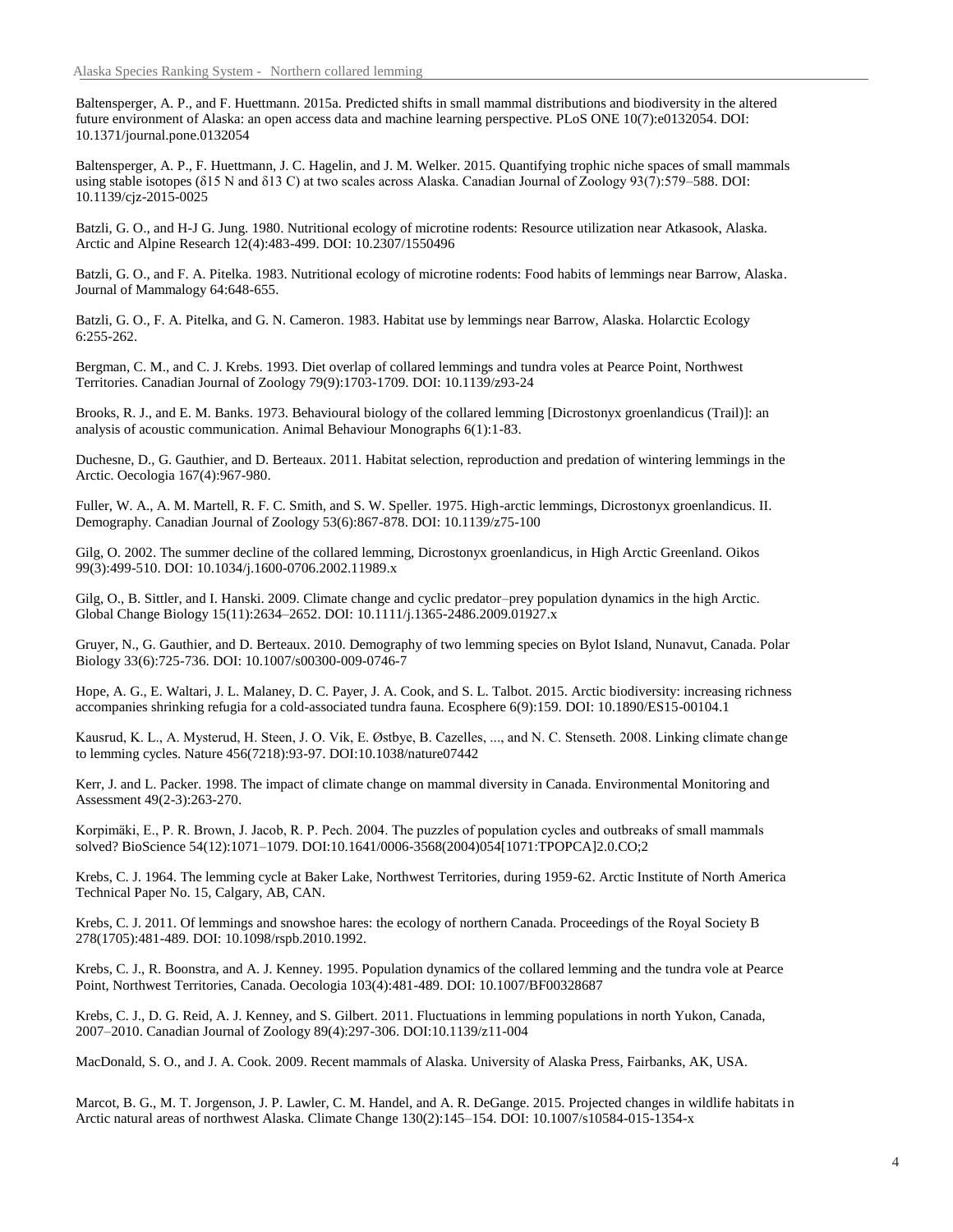Baltensperger, A. P., and F. Huettmann. 2015a. Predicted shifts in small mammal distributions and biodiversity in the altered future environment of Alaska: an open access data and machine learning perspective. PLoS ONE 10(7):e0132054. DOI: 10.1371/journal.pone.0132054

Baltensperger, A. P., F. Huettmann, J. C. Hagelin, and J. M. Welker. 2015. Quantifying trophic niche spaces of small mammals using stable isotopes (δ15 N and δ13 C) at two scales across Alaska. Canadian Journal of Zoology 93(7):579–588. DOI: 10.1139/cjz-2015-0025

Batzli, G. O., and H-J G. Jung. 1980. Nutritional ecology of microtine rodents: Resource utilization near Atkasook, Alaska. Arctic and Alpine Research 12(4):483-499. DOI: 10.2307/1550496

Batzli, G. O., and F. A. Pitelka. 1983. Nutritional ecology of microtine rodents: Food habits of lemmings near Barrow, Alaska. Journal of Mammalogy 64:648-655.

Batzli, G. O., F. A. Pitelka, and G. N. Cameron. 1983. Habitat use by lemmings near Barrow, Alaska. Holarctic Ecology 6:255-262.

Bergman, C. M., and C. J. Krebs. 1993. Diet overlap of collared lemmings and tundra voles at Pearce Point, Northwest Territories. Canadian Journal of Zoology 79(9):1703-1709. DOI: 10.1139/z93-24

Brooks, R. J., and E. M. Banks. 1973. Behavioural biology of the collared lemming [Dicrostonyx groenlandicus (Trail)]: an analysis of acoustic communication. Animal Behaviour Monographs 6(1):1-83.

Duchesne, D., G. Gauthier, and D. Berteaux. 2011. Habitat selection, reproduction and predation of wintering lemmings in the Arctic. Oecologia 167(4):967-980.

Fuller, W. A., A. M. Martell, R. F. C. Smith, and S. W. Speller. 1975. High-arctic lemmings, Dicrostonyx groenlandicus. II. Demography. Canadian Journal of Zoology 53(6):867-878. DOI: 10.1139/z75-100

Gilg, O. 2002. The summer decline of the collared lemming, Dicrostonyx groenlandicus, in High Arctic Greenland. Oikos 99(3):499-510. DOI: 10.1034/j.1600-0706.2002.11989.x

Gilg, O., B. Sittler, and I. Hanski. 2009. Climate change and cyclic predator–prey population dynamics in the high Arctic. Global Change Biology 15(11):2634–2652. DOI: 10.1111/j.1365-2486.2009.01927.x

Gruyer, N., G. Gauthier, and D. Berteaux. 2010. Demography of two lemming species on Bylot Island, Nunavut, Canada. Polar Biology 33(6):725-736. DOI: 10.1007/s00300-009-0746-7

Hope, A. G., E. Waltari, J. L. Malaney, D. C. Payer, J. A. Cook, and S. L. Talbot. 2015. Arctic biodiversity: increasing richness accompanies shrinking refugia for a cold-associated tundra fauna. Ecosphere 6(9):159. DOI: 10.1890/ES15-00104.1

Kausrud, K. L., A. Mysterud, H. Steen, J. O. Vik, E. Østbye, B. Cazelles, ..., and N. C. Stenseth. 2008. Linking climate change to lemming cycles. Nature 456(7218):93-97. DOI:10.1038/nature07442

Kerr, J. and L. Packer. 1998. The impact of climate change on mammal diversity in Canada. Environmental Monitoring and Assessment 49(2-3):263-270.

Korpimäki, E., P. R. Brown, J. Jacob, R. P. Pech. 2004. The puzzles of population cycles and outbreaks of small mammals solved? BioScience 54(12):1071–1079. DOI:10.1641/0006-3568(2004)054[1071:TPOPCA]2.0.CO;2

Krebs, C. J. 1964. The lemming cycle at Baker Lake, Northwest Territories, during 1959-62. Arctic Institute of North America Technical Paper No. 15, Calgary, AB, CAN.

Krebs, C. J. 2011. Of lemmings and snowshoe hares: the ecology of northern Canada. Proceedings of the Royal Society B 278(1705):481-489. DOI: 10.1098/rspb.2010.1992.

Krebs, C. J., R. Boonstra, and A. J. Kenney. 1995. Population dynamics of the collared lemming and the tundra vole at Pearce Point, Northwest Territories, Canada. Oecologia 103(4):481-489. DOI: 10.1007/BF00328687

Krebs, C. J., D. G. Reid, A. J. Kenney, and S. Gilbert. 2011. Fluctuations in lemming populations in north Yukon, Canada, 2007–2010. Canadian Journal of Zoology 89(4):297-306. DOI:10.1139/z11-004

MacDonald, S. O., and J. A. Cook. 2009. Recent mammals of Alaska. University of Alaska Press, Fairbanks, AK, USA.

Marcot, B. G., M. T. Jorgenson, J. P. Lawler, C. M. Handel, and A. R. DeGange. 2015. Projected changes in wildlife habitats in Arctic natural areas of northwest Alaska. Climate Change 130(2):145–154. DOI: 10.1007/s10584-015-1354-x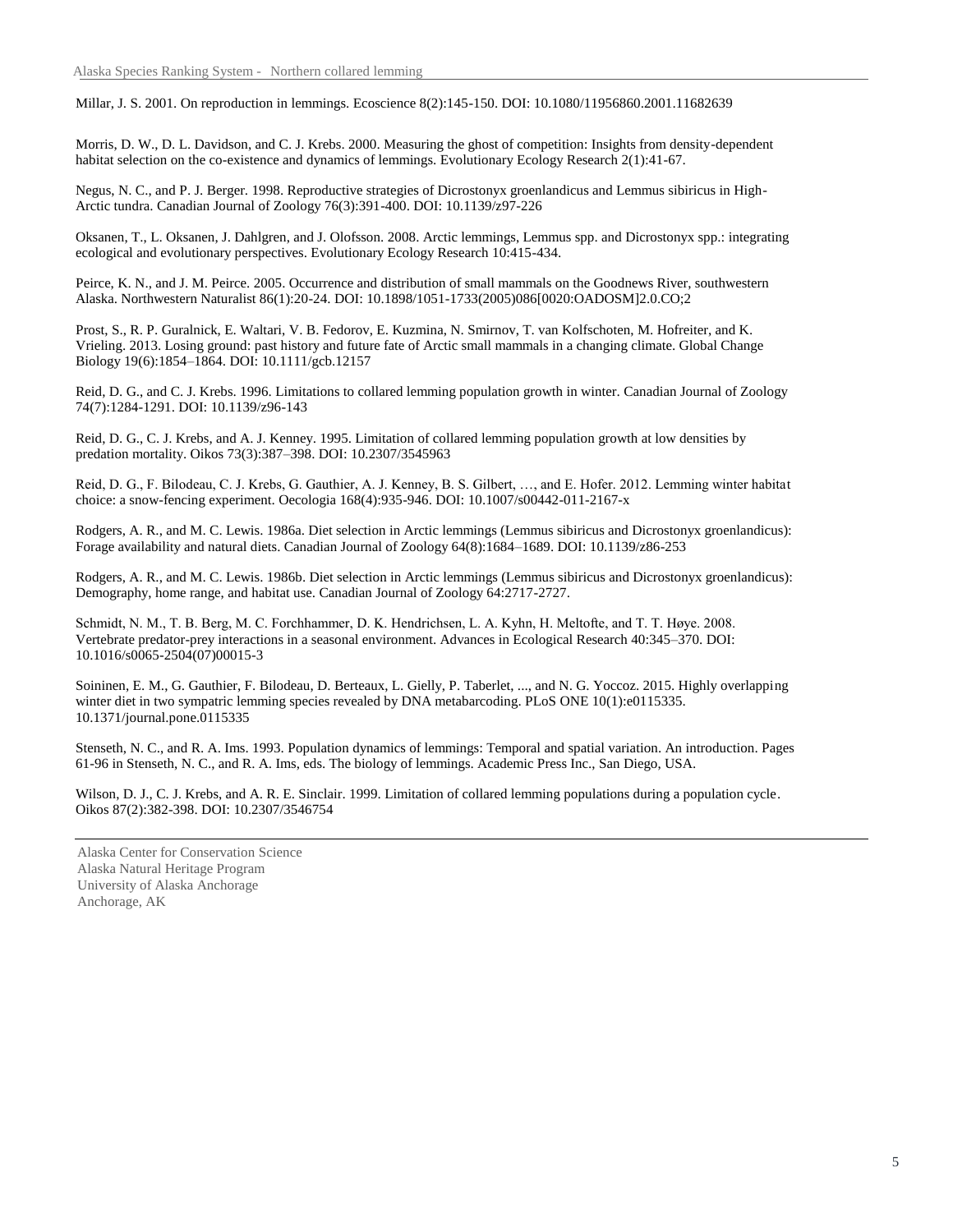Millar, J. S. 2001. On reproduction in lemmings. Ecoscience 8(2):145-150. DOI: 10.1080/11956860.2001.11682639

Morris, D. W., D. L. Davidson, and C. J. Krebs. 2000. Measuring the ghost of competition: Insights from density-dependent habitat selection on the co-existence and dynamics of lemmings. Evolutionary Ecology Research 2(1):41-67.

Negus, N. C., and P. J. Berger. 1998. Reproductive strategies of Dicrostonyx groenlandicus and Lemmus sibiricus in High-Arctic tundra. Canadian Journal of Zoology 76(3):391-400. DOI: 10.1139/z97-226

Oksanen, T., L. Oksanen, J. Dahlgren, and J. Olofsson. 2008. Arctic lemmings, Lemmus spp. and Dicrostonyx spp.: integrating ecological and evolutionary perspectives. Evolutionary Ecology Research 10:415-434.

Peirce, K. N., and J. M. Peirce. 2005. Occurrence and distribution of small mammals on the Goodnews River, southwestern Alaska. Northwestern Naturalist 86(1):20-24. DOI: 10.1898/1051-1733(2005)086[0020:OADOSM]2.0.CO;2

Prost, S., R. P. Guralnick, E. Waltari, V. B. Fedorov, E. Kuzmina, N. Smirnov, T. van Kolfschoten, M. Hofreiter, and K. Vrieling. 2013. Losing ground: past history and future fate of Arctic small mammals in a changing climate. Global Change Biology 19(6):1854–1864. DOI: 10.1111/gcb.12157

Reid, D. G., and C. J. Krebs. 1996. Limitations to collared lemming population growth in winter. Canadian Journal of Zoology 74(7):1284-1291. DOI: 10.1139/z96-143

Reid, D. G., C. J. Krebs, and A. J. Kenney. 1995. Limitation of collared lemming population growth at low densities by predation mortality. Oikos 73(3):387–398. DOI: 10.2307/3545963

Reid, D. G., F. Bilodeau, C. J. Krebs, G. Gauthier, A. J. Kenney, B. S. Gilbert, …, and E. Hofer. 2012. Lemming winter habitat choice: a snow-fencing experiment. Oecologia 168(4):935-946. DOI: 10.1007/s00442-011-2167-x

Rodgers, A. R., and M. C. Lewis. 1986a. Diet selection in Arctic lemmings (Lemmus sibiricus and Dicrostonyx groenlandicus): Forage availability and natural diets. Canadian Journal of Zoology 64(8):1684–1689. DOI: 10.1139/z86-253

Rodgers, A. R., and M. C. Lewis. 1986b. Diet selection in Arctic lemmings (Lemmus sibiricus and Dicrostonyx groenlandicus): Demography, home range, and habitat use. Canadian Journal of Zoology 64:2717-2727.

Schmidt, N. M., T. B. Berg, M. C. Forchhammer, D. K. Hendrichsen, L. A. Kyhn, H. Meltofte, and T. T. Høye. 2008. Vertebrate predator-prey interactions in a seasonal environment. Advances in Ecological Research 40:345–370. DOI: 10.1016/s0065-2504(07)00015-3

Soininen, E. M., G. Gauthier, F. Bilodeau, D. Berteaux, L. Gielly, P. Taberlet, ..., and N. G. Yoccoz. 2015. Highly overlapping winter diet in two sympatric lemming species revealed by DNA metabarcoding. PLoS ONE 10(1):e0115335. 10.1371/journal.pone.0115335

Stenseth, N. C., and R. A. Ims. 1993. Population dynamics of lemmings: Temporal and spatial variation. An introduction. Pages 61-96 in Stenseth, N. C., and R. A. Ims, eds. The biology of lemmings. Academic Press Inc., San Diego, USA.

Wilson, D. J., C. J. Krebs, and A. R. E. Sinclair. 1999. Limitation of collared lemming populations during a population cycle. Oikos 87(2):382-398. DOI: 10.2307/3546754

Alaska Center for Conservation Science
Alaska Natural Heritage Program
University of Alaska Anchorage
Anchorage, AK